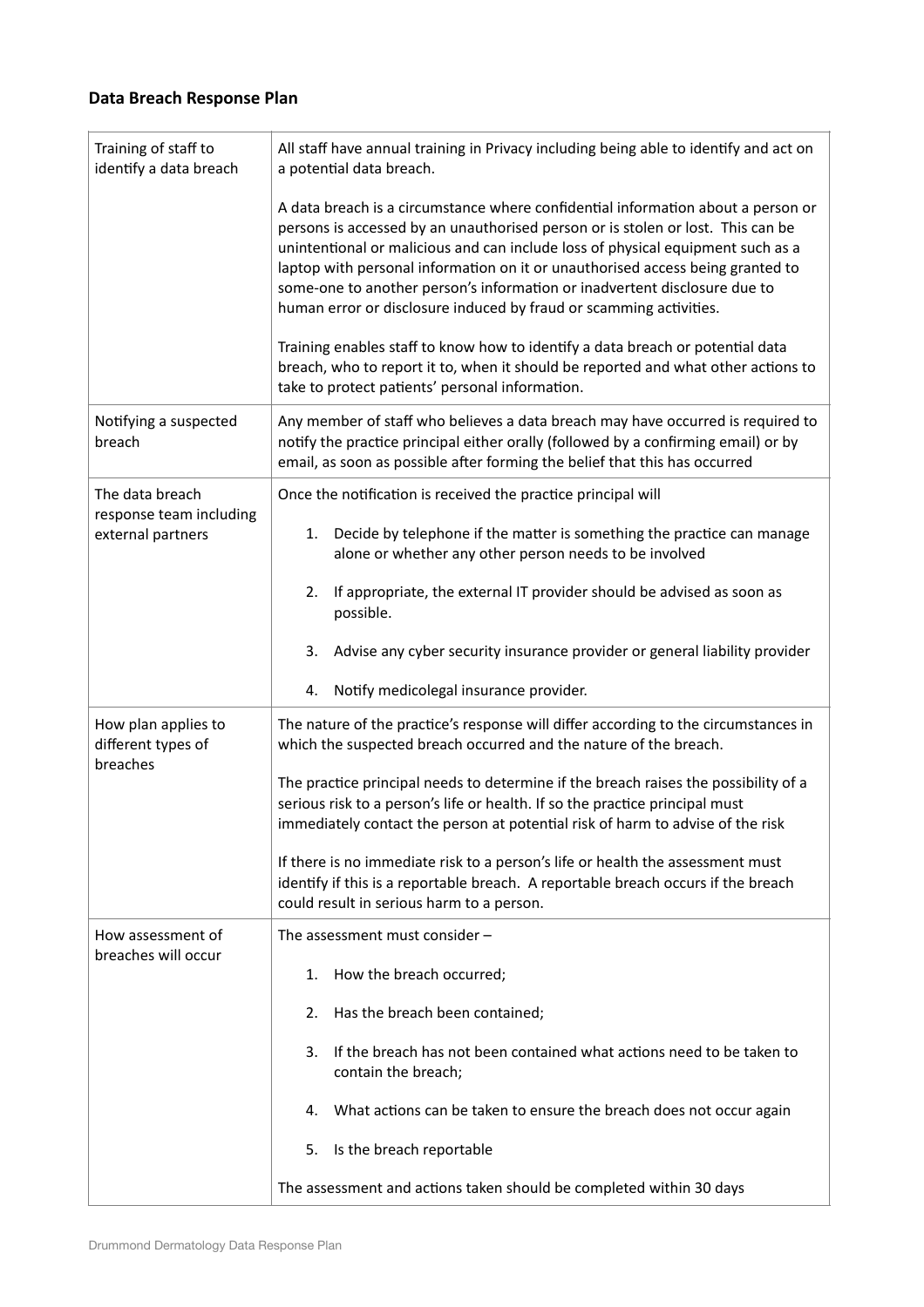**Data Breach Response Plan**

| | |
|---|---|
| Training of staff to identify a data breach | All staff have annual training in Privacy including being able to identify and act on a potential data breach.<br><br>A data breach is a circumstance where confidential information about a person or persons is accessed by an unauthorised person or is stolen or lost. This can be unintentional or malicious and can include loss of physical equipment such as a laptop with personal information on it or unauthorised access being granted to some-one to another person's information or inadvertent disclosure due to human error or disclosure induced by fraud or scamming activities.<br><br>Training enables staff to know how to identify a data breach or potential data breach, who to report it to, when it should be reported and what other actions to take to protect patients' personal information. |
| Notifying a suspected breach | Any member of staff who believes a data breach may have occurred is required to notify the practice principal either orally (followed by a confirming email) or by email, as soon as possible after forming the belief that this has occurred |
| The data breach response team including external partners | Once the notification is received the practice principal will<br><br>1. Decide by telephone if the matter is something the practice can manage alone or whether any other person needs to be involved<br><br>2. If appropriate, the external IT provider should be advised as soon as possible.<br><br>3. Advise any cyber security insurance provider or general liability provider<br><br>4. Notify medicolegal insurance provider. |
| How plan applies to different types of breaches | The nature of the practice's response will differ according to the circumstances in which the suspected breach occurred and the nature of the breach.<br><br>The practice principal needs to determine if the breach raises the possibility of a serious risk to a person's life or health. If so the practice principal must immediately contact the person at potential risk of harm to advise of the risk<br><br>If there is no immediate risk to a person's life or health the assessment must identify if this is a reportable breach. A reportable breach occurs if the breach could result in serious harm to a person. |
| How assessment of breaches will occur | The assessment must consider –<br><br>1. How the breach occurred;<br><br>2. Has the breach been contained;<br><br>3. If the breach has not been contained what actions need to be taken to contain the breach;<br><br>4. What actions can be taken to ensure the breach does not occur again<br><br>5. Is the breach reportable<br><br>The assessment and actions taken should be completed within 30 days |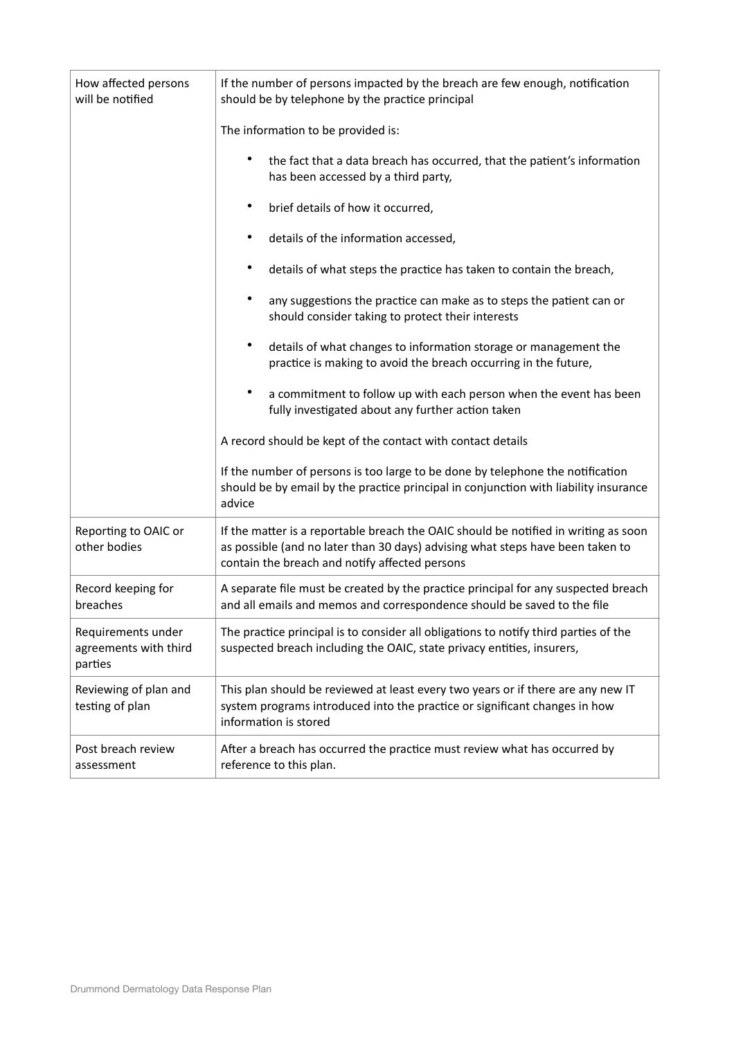| | |
|---|---|
| How affected persons will be notified | If the number of persons impacted by the breach are few enough, notification should be by telephone by the practice principal<br><br>The information to be provided is:<br><br>• the fact that a data breach has occurred, that the patient's information has been accessed by a third party,<br>• brief details of how it occurred,<br>• details of the information accessed,<br>• details of what steps the practice has taken to contain the breach,<br>• any suggestions the practice can make as to steps the patient can or should consider taking to protect their interests<br>• details of what changes to information storage or management the practice is making to avoid the breach occurring in the future,<br>• a commitment to follow up with each person when the event has been fully investigated about any further action taken<br><br>A record should be kept of the contact with contact details<br><br>If the number of persons is too large to be done by telephone the notification should be by email by the practice principal in conjunction with liability insurance advice |
| Reporting to OAIC or other bodies | If the matter is a reportable breach the OAIC should be notified in writing as soon as possible (and no later than 30 days) advising what steps have been taken to contain the breach and notify affected persons |
| Record keeping for breaches | A separate file must be created by the practice principal for any suspected breach and all emails and memos and correspondence should be saved to the file |
| Requirements under agreements with third parties | The practice principal is to consider all obligations to notify third parties of the suspected breach including the OAIC, state privacy entities, insurers, |
| Reviewing of plan and testing of plan | This plan should be reviewed at least every two years or if there are any new IT system programs introduced into the practice or significant changes in how information is stored |
| Post breach review assessment | After a breach has occurred the practice must review what has occurred by reference to this plan. |